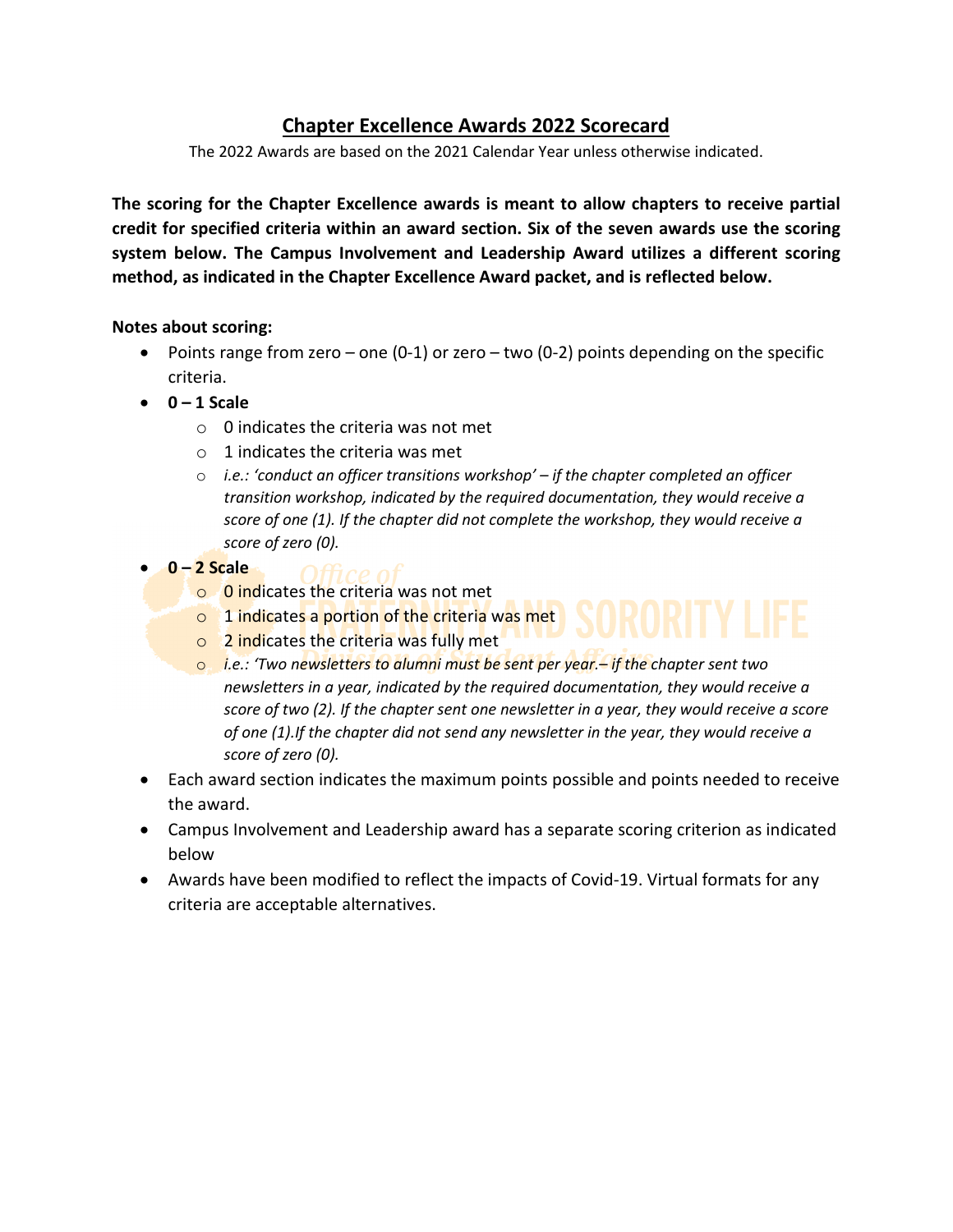# Chapter Excellence Awards 2022 Scorecard

The 2022 Awards are based on the 2021 Calendar Year unless otherwise indicated.

**The scoring for the Chapter Excellence awards is meant to allow chapters to receive partial credit for specified criteria within an award section. Six of the seven awards use the scoring system below. The Campus Involvement and Leadership Award utilizes a different scoring method, as indicated in the Chapter Excellence Award packet, and is reflected below.**

**Notes about scoring:**

- Points range from zero – one (0-1) or zero – two (0-2) points depending on the specific criteria.
- **0 – 1 Scale**
  - 0 indicates the criteria was not met
  - 1 indicates the criteria was met
  - *i.e.: 'conduct an officer transitions workshop' – if the chapter completed an officer transition workshop, indicated by the required documentation, they would receive a score of one (1). If the chapter did not complete the workshop, they would receive a score of zero (0).*
- **0 – 2 Scale**
  - 0 indicates the criteria was not met
  - 1 indicates a portion of the criteria was met
  - 2 indicates the criteria was fully met
  - *i.e.: 'Two newsletters to alumni must be sent per year.– if the chapter sent two newsletters in a year, indicated by the required documentation, they would receive a score of two (2). If the chapter sent one newsletter in a year, they would receive a score of one (1).If the chapter did not send any newsletter in the year, they would receive a score of zero (0).*
- Each award section indicates the maximum points possible and points needed to receive the award.
- Campus Involvement and Leadership award has a separate scoring criterion as indicated below
- Awards have been modified to reflect the impacts of Covid-19. Virtual formats for any criteria are acceptable alternatives.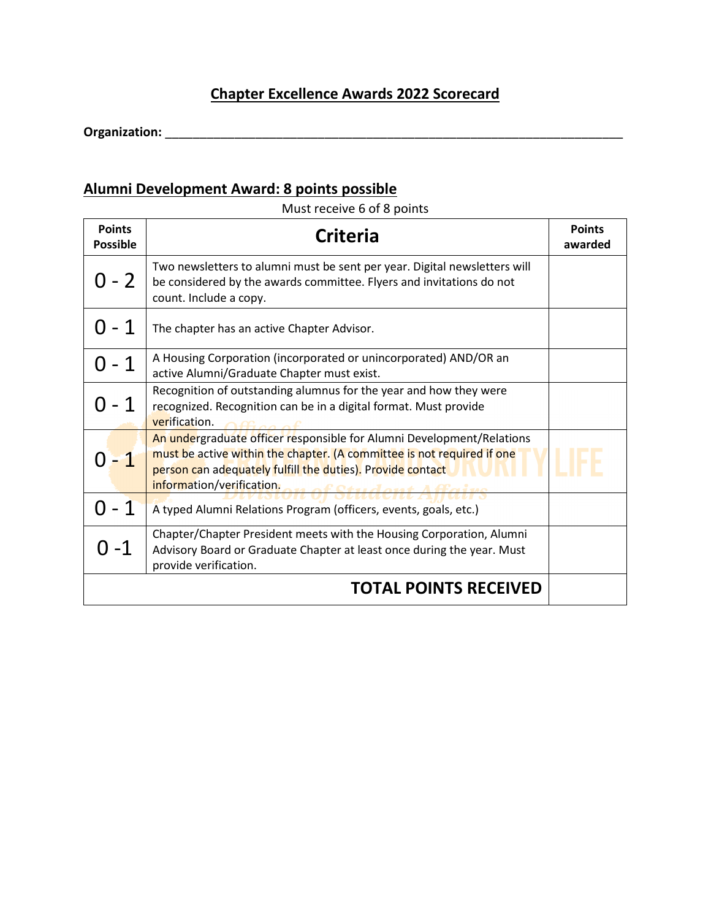## Chapter Excellence Awards 2022 Scorecard

**Organization:** ___________________________________________________________________

## Alumni Development Award: 8 points possible

Must receive 6 of 8 points

| Points Possible | Criteria | Points awarded |
|---|---|---|
| 0 - 2 | Two newsletters to alumni must be sent per year. Digital newsletters will be considered by the awards committee. Flyers and invitations do not count. Include a copy. | |
| 0 - 1 | The chapter has an active Chapter Advisor. | |
| 0 - 1 | A Housing Corporation (incorporated or unincorporated) AND/OR an active Alumni/Graduate Chapter must exist. | |
| 0 - 1 | Recognition of outstanding alumnus for the year and how they were recognized. Recognition can be in a digital format. Must provide verification. | |
| 0 - 1 | An undergraduate officer responsible for Alumni Development/Relations must be active within the chapter. (A committee is not required if one person can adequately fulfill the duties). Provide contact information/verification. | |
| 0 - 1 | A typed Alumni Relations Program (officers, events, goals, etc.) | |
| 0 -1 | Chapter/Chapter President meets with the Housing Corporation, Alumni Advisory Board or Graduate Chapter at least once during the year. Must provide verification. | |
| | **TOTAL POINTS RECEIVED** | |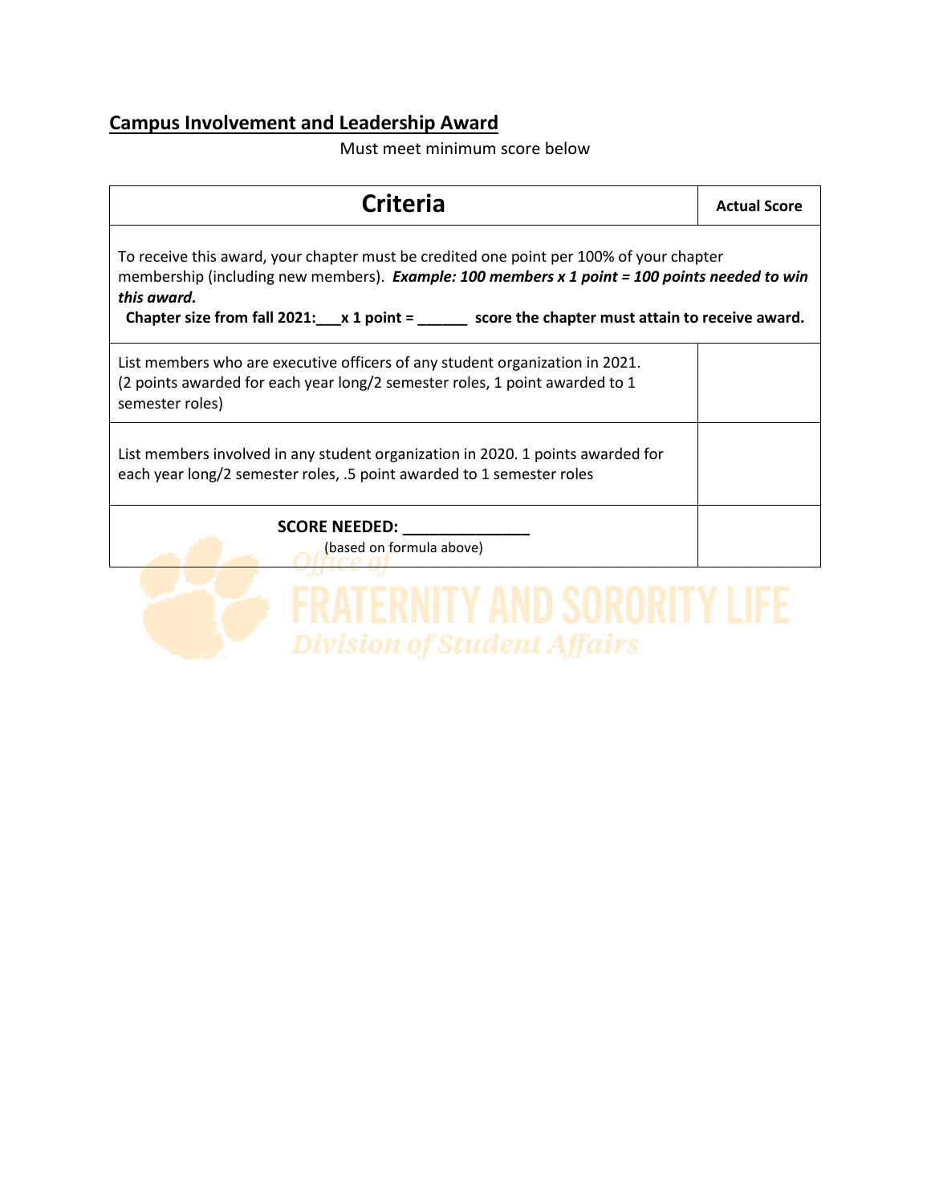## Campus Involvement and Leadership Award

Must meet minimum score below

| Criteria | Actual Score |
| --- | --- |
| To receive this award, your chapter must be credited one point per 100% of your chapter membership (including new members). ***Example: 100 members x 1 point = 100 points needed to win this award.*** **Chapter size from fall 2021:___x 1 point = ______ score the chapter must attain to receive award.** | |
| List members who are executive officers of any student organization in 2021. (2 points awarded for each year long/2 semester roles, 1 point awarded to 1 semester roles) | |
| List members involved in any student organization in 2020. 1 points awarded for each year long/2 semester roles, .5 point awarded to 1 semester roles | |
| **SCORE NEEDED: ______________** (based on formula above) | |

Office of FRATERNITY AND SORORITY LIFE Division of Student Affairs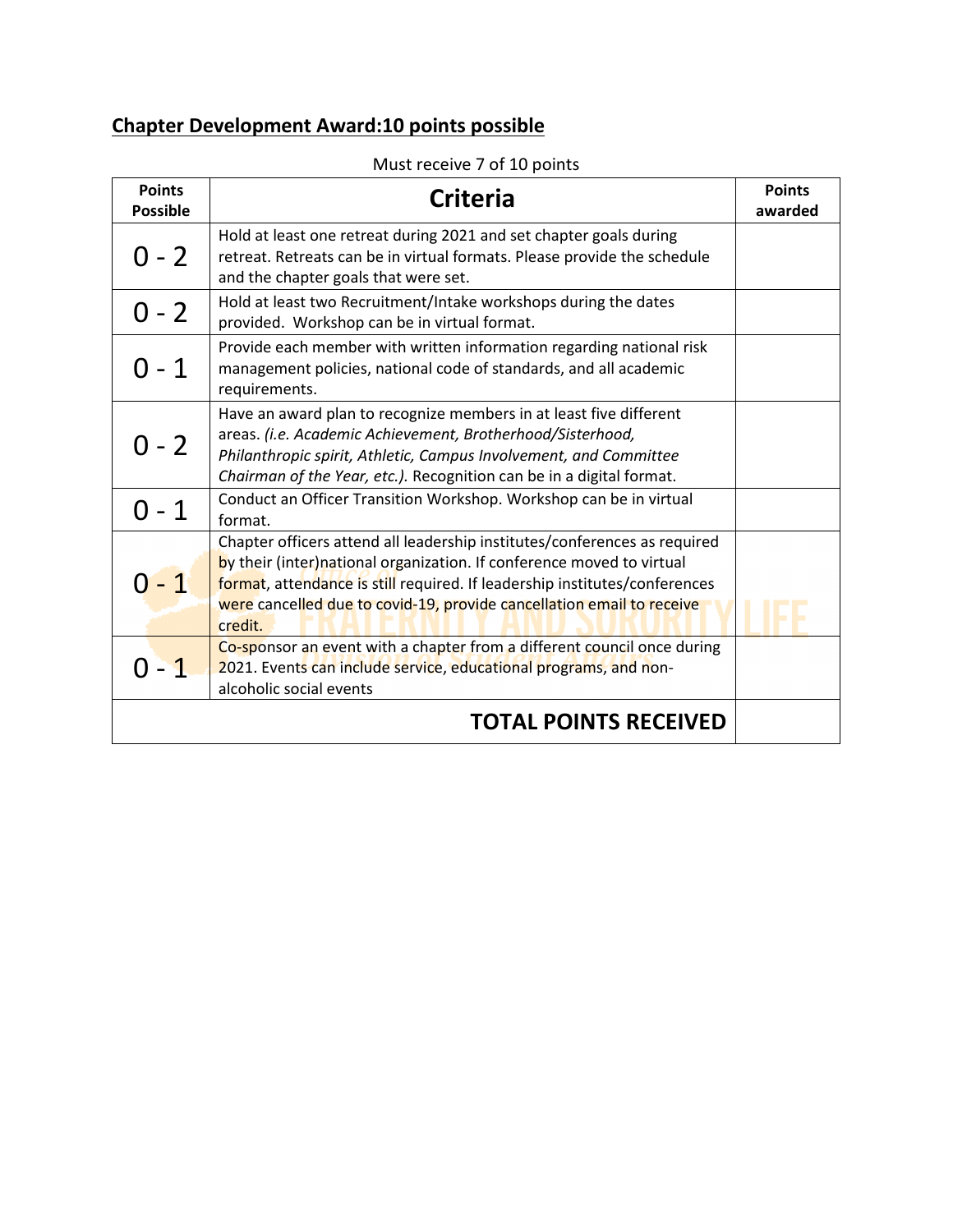## Chapter Development Award: 10 points possible

Must receive 7 of 10 points

| Points Possible | Criteria | Points awarded |
|---|---|---|
| 0 - 2 | Hold at least one retreat during 2021 and set chapter goals during retreat. Retreats can be in virtual formats. Please provide the schedule and the chapter goals that were set. | |
| 0 - 2 | Hold at least two Recruitment/Intake workshops during the dates provided. Workshop can be in virtual format. | |
| 0 - 1 | Provide each member with written information regarding national risk management policies, national code of standards, and all academic requirements. | |
| 0 - 2 | Have an award plan to recognize members in at least five different areas. *(i.e. Academic Achievement, Brotherhood/Sisterhood, Philanthropic spirit, Athletic, Campus Involvement, and Committee Chairman of the Year, etc.).* Recognition can be in a digital format. | |
| 0 - 1 | Conduct an Officer Transition Workshop. Workshop can be in virtual format. | |
| 0 - 1 | Chapter officers attend all leadership institutes/conferences as required by their (inter)national organization. If conference moved to virtual format, attendance is still required. If leadership institutes/conferences were cancelled due to covid-19, provide cancellation email to receive credit. | |
| 0 - 1 | Co-sponsor an event with a chapter from a different council once during 2021. Events can include service, educational programs, and non-alcoholic social events | |
| | **TOTAL POINTS RECEIVED** | |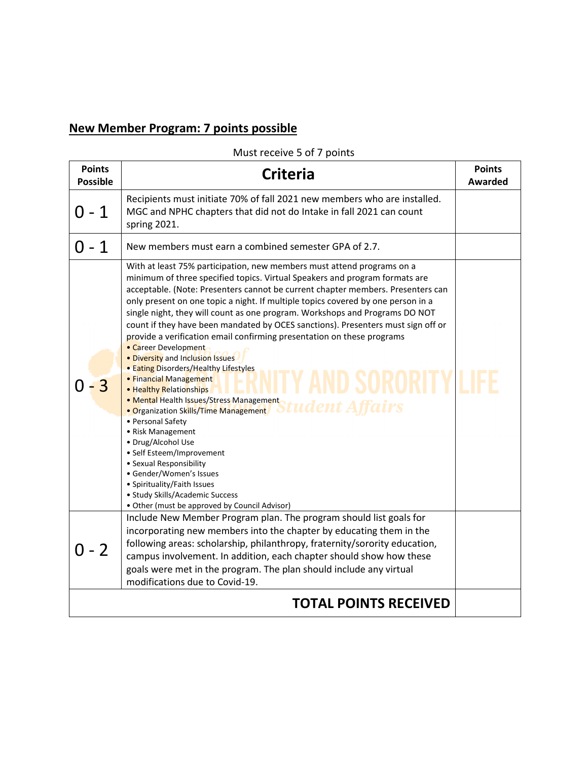## New Member Program: 7 points possible

Must receive 5 of 7 points

| Points Possible | Criteria | Points Awarded |
|---|---|---|
| 0 - 1 | Recipients must initiate 70% of fall 2021 new members who are installed. MGC and NPHC chapters that did not do Intake in fall 2021 can count spring 2021. | |
| 0 - 1 | New members must earn a combined semester GPA of 2.7. | |
| 0 - 3 | With at least 75% participation, new members must attend programs on a minimum of three specified topics. Virtual Speakers and program formats are acceptable. (Note: Presenters cannot be current chapter members. Presenters can only present on one topic a night. If multiple topics covered by one person in a single night, they will count as one program. Workshops and Programs DO NOT count if they have been mandated by OCES sanctions). Presenters must sign off or provide a verification email confirming presentation on these programs<br>• Career Development<br>• Diversity and Inclusion Issues<br>• Eating Disorders/Healthy Lifestyles<br>• Financial Management<br>• Healthy Relationships<br>• Mental Health Issues/Stress Management<br>• Organization Skills/Time Management<br>• Personal Safety<br>• Risk Management<br>• Drug/Alcohol Use<br>• Self Esteem/Improvement<br>• Sexual Responsibility<br>• Gender/Women's Issues<br>• Spirituality/Faith Issues<br>• Study Skills/Academic Success<br>• Other (must be approved by Council Advisor) | |
| 0 - 2 | Include New Member Program plan. The program should list goals for incorporating new members into the chapter by educating them in the following areas: scholarship, philanthropy, fraternity/sorority education, campus involvement. In addition, each chapter should show how these goals were met in the program. The plan should include any virtual modifications due to Covid-19. | |
| | **TOTAL POINTS RECEIVED** | |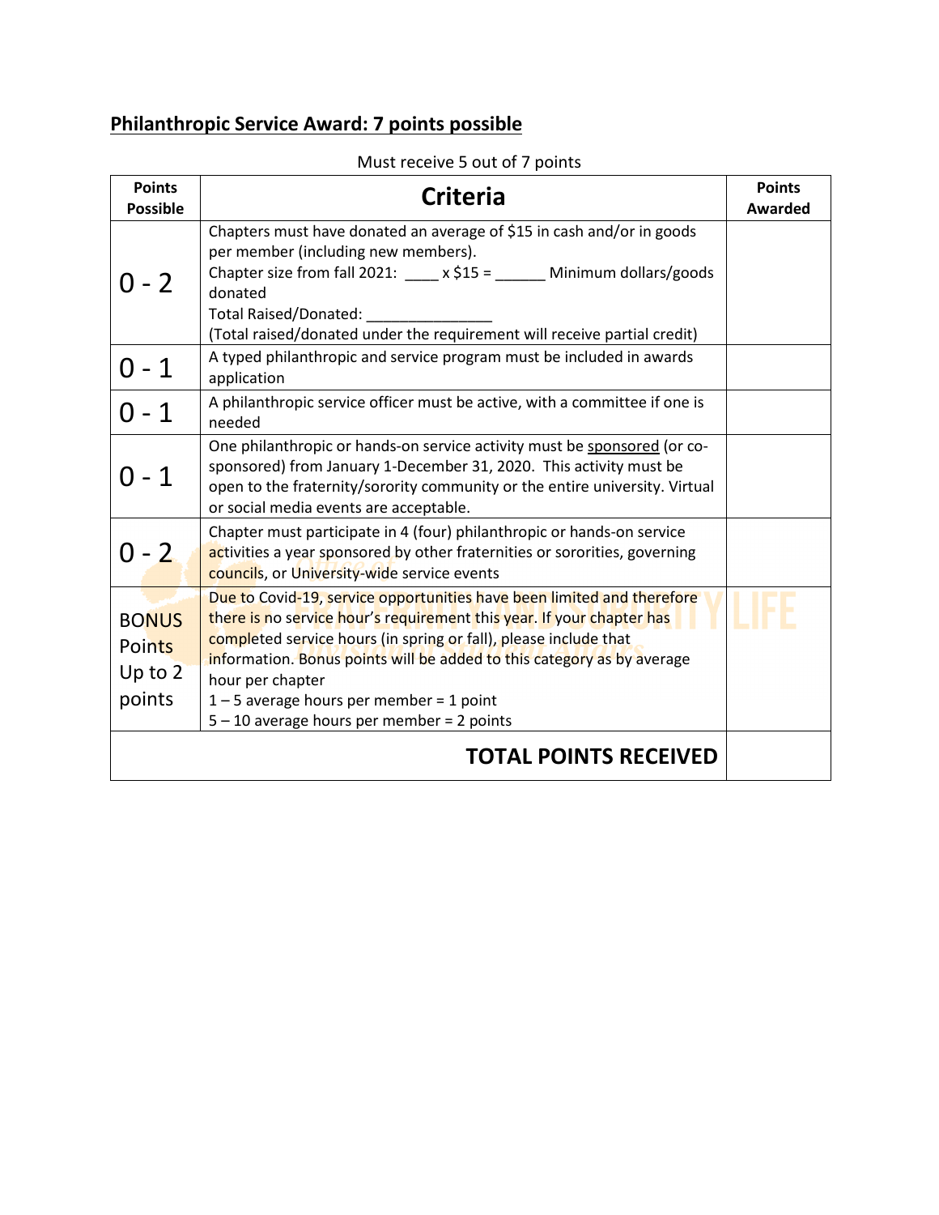## **Philanthropic Service Award: 7 points possible**

Must receive 5 out of 7 points

| Points Possible | Criteria | Points Awarded |
|---|---|---|
| 0 - 2 | Chapters must have donated an average of $15 in cash and/or in goods per member (including new members).<br>Chapter size from fall 2021: ____ x $15 = ______ Minimum dollars/goods donated<br>Total Raised/Donated: _______________<br>(Total raised/donated under the requirement will receive partial credit) | |
| 0 - 1 | A typed philanthropic and service program must be included in awards application | |
| 0 - 1 | A philanthropic service officer must be active, with a committee if one is needed | |
| 0 - 1 | One philanthropic or hands-on service activity must be <u>sponsored</u> (or co-sponsored) from January 1-December 31, 2020. This activity must be open to the fraternity/sorority community or the entire university. Virtual or social media events are acceptable. | |
| 0 - 2 | Chapter must participate in 4 (four) philanthropic or hands-on service activities a year sponsored by other fraternities or sororities, governing councils, or University-wide service events | |
| BONUS Points Up to 2 points | Due to Covid-19, service opportunities have been limited and therefore there is no service hour's requirement this year. If your chapter has completed service hours (in spring or fall), please include that information. Bonus points will be added to this category as by average hour per chapter<br>1 – 5 average hours per member = 1 point<br>5 – 10 average hours per member = 2 points | |
| | **TOTAL POINTS RECEIVED** | |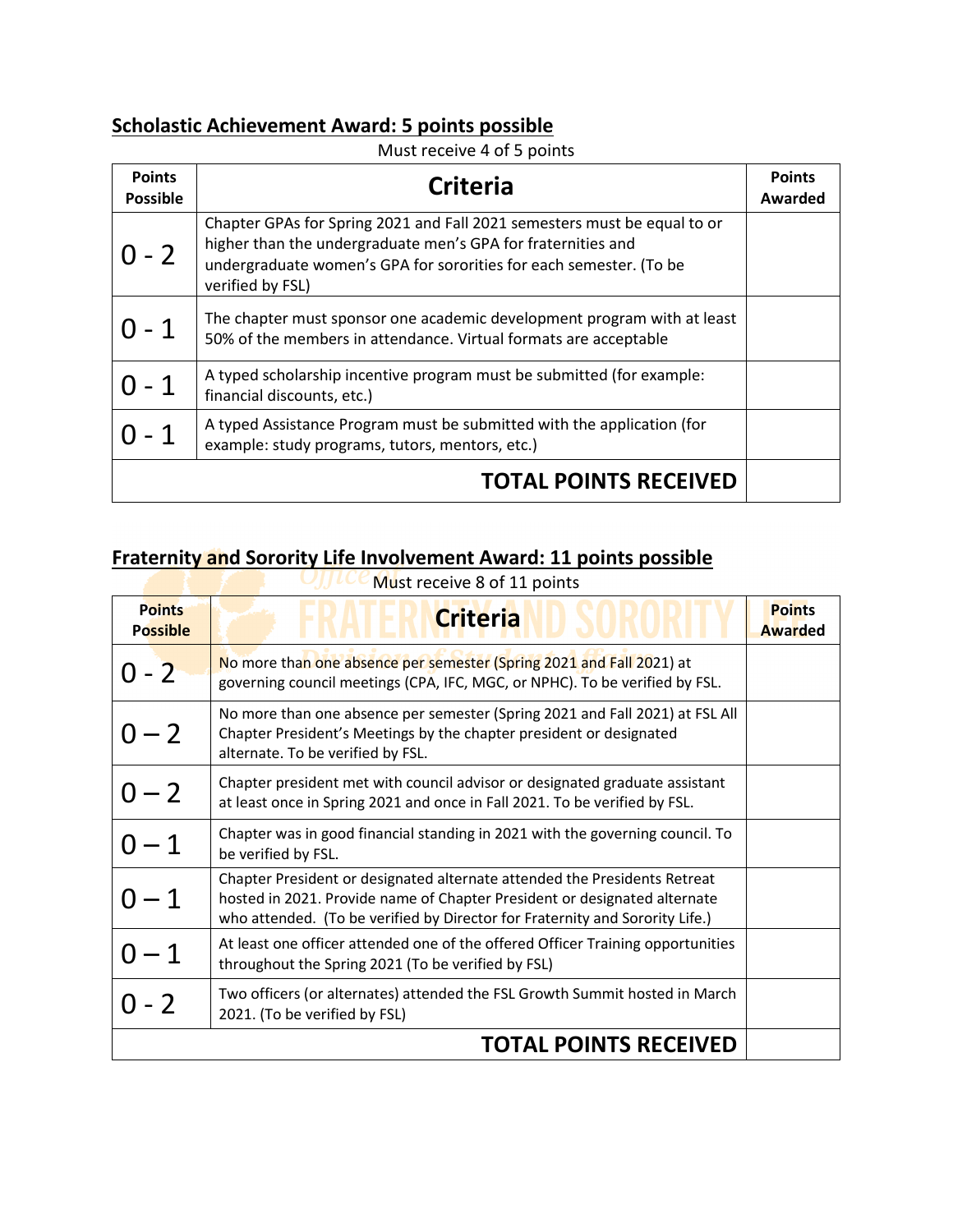**Scholastic Achievement Award: 5 points possible**

Must receive 4 of 5 points

| Points Possible | Criteria | Points Awarded |
|---|---|---|
| 0 - 2 | Chapter GPAs for Spring 2021 and Fall 2021 semesters must be equal to or higher than the undergraduate men's GPA for fraternities and undergraduate women's GPA for sororities for each semester. (To be verified by FSL) | |
| 0 - 1 | The chapter must sponsor one academic development program with at least 50% of the members in attendance. Virtual formats are acceptable | |
| 0 - 1 | A typed scholarship incentive program must be submitted (for example: financial discounts, etc.) | |
| 0 - 1 | A typed Assistance Program must be submitted with the application (for example: study programs, tutors, mentors, etc.) | |
| | **TOTAL POINTS RECEIVED** | |

**Fraternity and Sorority Life Involvement Award: 11 points possible**

Must receive 8 of 11 points

| Points Possible | Criteria | Points Awarded |
|---|---|---|
| 0 - 2 | No more than one absence per semester (Spring 2021 and Fall 2021) at governing council meetings (CPA, IFC, MGC, or NPHC). To be verified by FSL. | |
| 0 – 2 | No more than one absence per semester (Spring 2021 and Fall 2021) at FSL All Chapter President's Meetings by the chapter president or designated alternate. To be verified by FSL. | |
| 0 – 2 | Chapter president met with council advisor or designated graduate assistant at least once in Spring 2021 and once in Fall 2021. To be verified by FSL. | |
| 0 – 1 | Chapter was in good financial standing in 2021 with the governing council. To be verified by FSL. | |
| 0 – 1 | Chapter President or designated alternate attended the Presidents Retreat hosted in 2021. Provide name of Chapter President or designated alternate who attended. (To be verified by Director for Fraternity and Sorority Life.) | |
| 0 – 1 | At least one officer attended one of the offered Officer Training opportunities throughout the Spring 2021 (To be verified by FSL) | |
| 0 - 2 | Two officers (or alternates) attended the FSL Growth Summit hosted in March 2021. (To be verified by FSL) | |
| | **TOTAL POINTS RECEIVED** | |